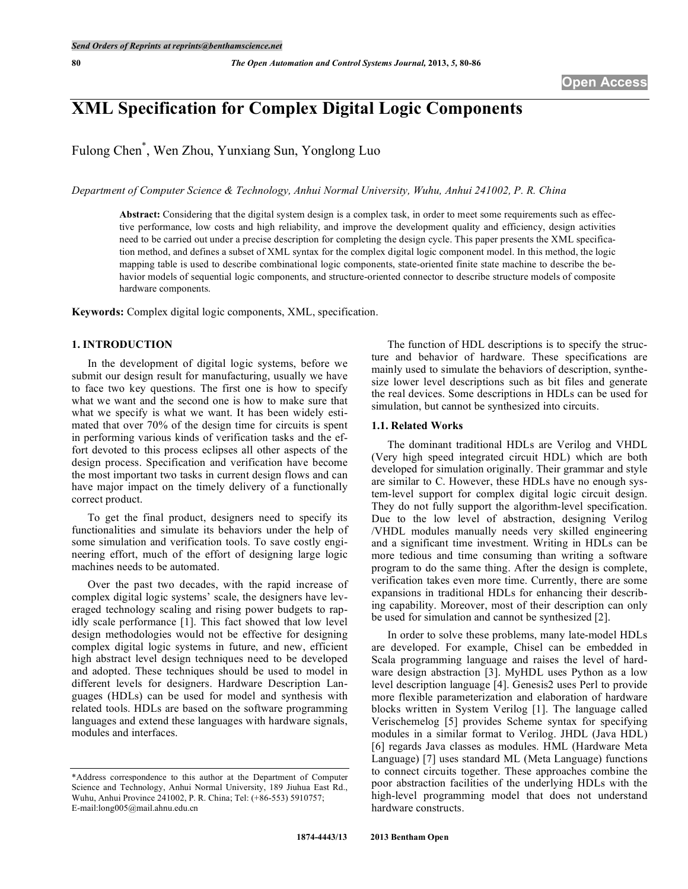# XML Specification for Complex Digital Logic Components

Fulong Chen*, Wen Zhou, Yunxiang Sun, Yonglong Luo

*Department of Computer Science & Technology, Anhui Normal University, Wuhu, Anhui 241002, P. R. China*

**Abstract:** Considering that the digital system design is a complex task, in order to meet some requirements such as effective performance, low costs and high reliability, and improve the development quality and efficiency, design activities need to be carried out under a precise description for completing the design cycle. This paper presents the XML specification method, and defines a subset of XML syntax for the complex digital logic component model. In this method, the logic mapping table is used to describe combinational logic components, state-oriented finite state machine to describe the behavior models of sequential logic components, and structure-oriented connector to describe structure models of composite hardware components.

**Keywords:** Complex digital logic components, XML, specification.

## 1. INTRODUCTION

In the development of digital logic systems, before we submit our design result for manufacturing, usually we have to face two key questions. The first one is how to specify what we want and the second one is how to make sure that what we specify is what we want. It has been widely estimated that over 70% of the design time for circuits is spent in performing various kinds of verification tasks and the effort devoted to this process eclipses all other aspects of the design process. Specification and verification have become the most important two tasks in current design flows and can have major impact on the timely delivery of a functionally correct product.

To get the final product, designers need to specify its functionalities and simulate its behaviors under the help of some simulation and verification tools. To save costly engineering effort, much of the effort of designing large logic machines needs to be automated.

Over the past two decades, with the rapid increase of complex digital logic systems' scale, the designers have leveraged technology scaling and rising power budgets to rapidly scale performance [1]. This fact showed that low level design methodologies would not be effective for designing complex digital logic systems in future, and new, efficient high abstract level design techniques need to be developed and adopted. These techniques should be used to model in different levels for designers. Hardware Description Languages (HDLs) can be used for model and synthesis with related tools. HDLs are based on the software programming languages and extend these languages with hardware signals, modules and interfaces.

The function of HDL descriptions is to specify the structure and behavior of hardware. These specifications are mainly used to simulate the behaviors of description, synthesize lower level descriptions such as bit files and generate the real devices. Some descriptions in HDLs can be used for simulation, but cannot be synthesized into circuits.

### 1.1. Related Works

The dominant traditional HDLs are Verilog and VHDL (Very high speed integrated circuit HDL) which are both developed for simulation originally. Their grammar and style are similar to C. However, these HDLs have no enough system-level support for complex digital logic circuit design. They do not fully support the algorithm-level specification. Due to the low level of abstraction, designing Verilog /VHDL modules manually needs very skilled engineering and a significant time investment. Writing in HDLs can be more tedious and time consuming than writing a software program to do the same thing. After the design is complete, verification takes even more time. Currently, there are some expansions in traditional HDLs for enhancing their describing capability. Moreover, most of their description can only be used for simulation and cannot be synthesized [2].

In order to solve these problems, many late-model HDLs are developed. For example, Chisel can be embedded in Scala programming language and raises the level of hardware design abstraction [3]. MyHDL uses Python as a low level description language [4]. Genesis2 uses Perl to provide more flexible parameterization and elaboration of hardware blocks written in System Verilog [1]. The language called Verischemelog [5] provides Scheme syntax for specifying modules in a similar format to Verilog. JHDL (Java HDL) [6] regards Java classes as modules. HML (Hardware Meta Language) [7] uses standard ML (Meta Language) functions to connect circuits together. These approaches combine the poor abstraction facilities of the underlying HDLs with the high-level programming model that does not understand hardware constructs.

*Address correspondence to this author at the Department of Computer Science and Technology, Anhui Normal University, 189 Jiuhua East Rd., Wuhu, Anhui Province 241002, P. R. China; Tel: (+86-553) 5910757; E-mail:long005@mail.ahnu.edu.cn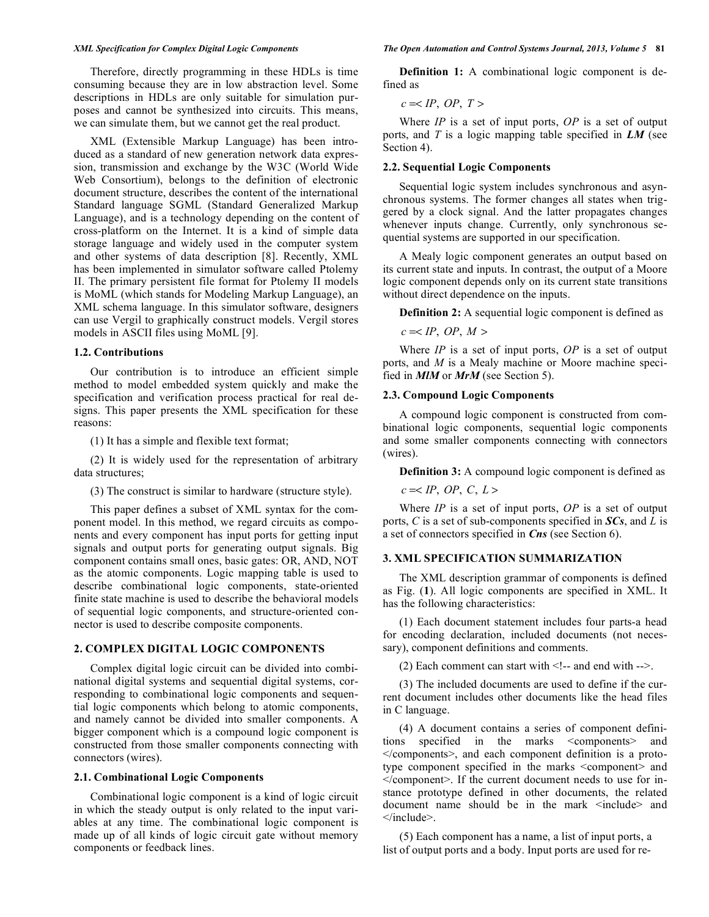Therefore, directly programming in these HDLs is time consuming because they are in low abstraction level. Some descriptions in HDLs are only suitable for simulation purposes and cannot be synthesized into circuits. This means, we can simulate them, but we cannot get the real product.

XML (Extensible Markup Language) has been introduced as a standard of new generation network data expression, transmission and exchange by the W3C (World Wide Web Consortium), belongs to the definition of electronic document structure, describes the content of the international Standard language SGML (Standard Generalized Markup Language), and is a technology depending on the content of cross-platform on the Internet. It is a kind of simple data storage language and widely used in the computer system and other systems of data description [8]. Recently, XML has been implemented in simulator software called Ptolemy II. The primary persistent file format for Ptolemy II models is MoML (which stands for Modeling Markup Language), an XML schema language. In this simulator software, designers can use Vergil to graphically construct models. Vergil stores models in ASCII files using MoML [9].

### 1.2. Contributions

Our contribution is to introduce an efficient simple method to model embedded system quickly and make the specification and verification process practical for real designs. This paper presents the XML specification for these reasons:

(1) It has a simple and flexible text format;

(2) It is widely used for the representation of arbitrary data structures;

(3) The construct is similar to hardware (structure style).

This paper defines a subset of XML syntax for the component model. In this method, we regard circuits as components and every component has input ports for getting input signals and output ports for generating output signals. Big component contains small ones, basic gates: OR, AND, NOT as the atomic components. Logic mapping table is used to describe combinational logic components, state-oriented finite state machine is used to describe the behavioral models of sequential logic components, and structure-oriented connector is used to describe composite components.

## 2. COMPLEX DIGITAL LOGIC COMPONENTS

Complex digital logic circuit can be divided into combinational digital systems and sequential digital systems, corresponding to combinational logic components and sequential logic components which belong to atomic components, and namely cannot be divided into smaller components. A bigger component which is a compound logic component is constructed from those smaller components connecting with connectors (wires).

### 2.1. Combinational Logic Components

Combinational logic component is a kind of logic circuit in which the steady output is only related to the input variables at any time. The combinational logic component is made up of all kinds of logic circuit gate without memory components or feedback lines.

**Definition 1:** A combinational logic component is defined as

$c =< IP, OP, T >$

Where $IP$ is a set of input ports, $OP$ is a set of output ports, and $T$ is a logic mapping table specified in ***LM*** (see Section 4).

### 2.2. Sequential Logic Components

Sequential logic system includes synchronous and asynchronous systems. The former changes all states when triggered by a clock signal. And the latter propagates changes whenever inputs change. Currently, only synchronous sequential systems are supported in our specification.

A Mealy logic component generates an output based on its current state and inputs. In contrast, the output of a Moore logic component depends only on its current state transitions without direct dependence on the inputs.

**Definition 2:** A sequential logic component is defined as

$c =< IP, OP, M >$

Where $IP$ is a set of input ports, $OP$ is a set of output ports, and $M$ is a Mealy machine or Moore machine specified in ***MlM*** or ***MrM*** (see Section 5).

### 2.3. Compound Logic Components

A compound logic component is constructed from combinational logic components, sequential logic components and some smaller components connecting with connectors (wires).

**Definition 3:** A compound logic component is defined as

$c =< IP, OP, C, L >$

Where $IP$ is a set of input ports, $OP$ is a set of output ports, $C$ is a set of sub-components specified in ***SCs***, and $L$ is a set of connectors specified in ***Cns*** (see Section 6).

## 3. XML SPECIFICATION SUMMARIZATION

The XML description grammar of components is defined as Fig. (**1**). All logic components are specified in XML. It has the following characteristics:

(1) Each document statement includes four parts-a head for encoding declaration, included documents (not necessary), component definitions and comments.

(2) Each comment can start with <!-- and end with -->.

(3) The included documents are used to define if the current document includes other documents like the head files in C language.

(4) A document contains a series of component definitions specified in the marks <components> and </components>, and each component definition is a prototype component specified in the marks <component> and </component>. If the current document needs to use for instance prototype defined in other documents, the related document name should be in the mark <include> and </include>.

(5) Each component has a name, a list of input ports, a list of output ports and a body. Input ports are used for re-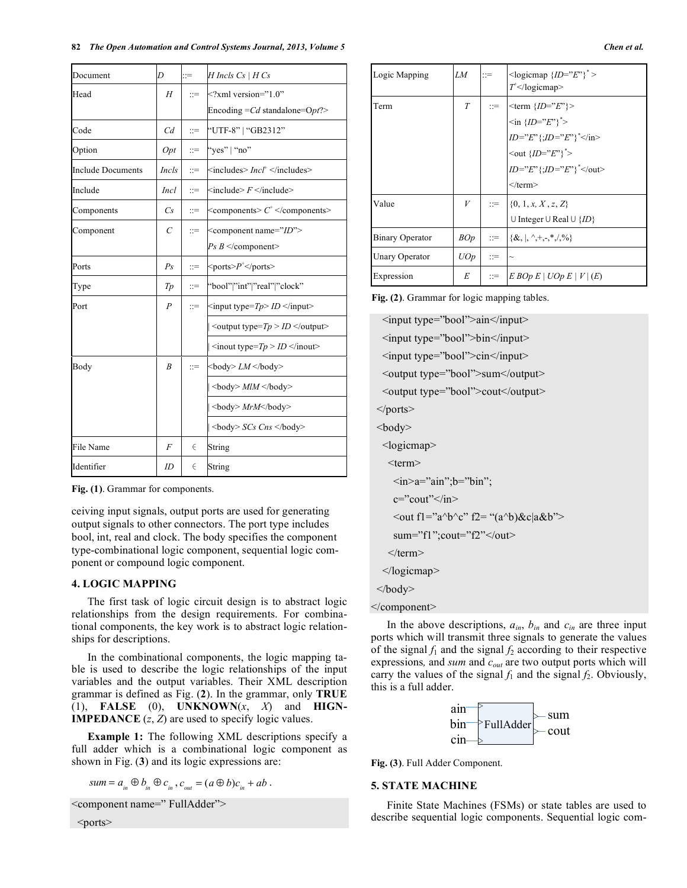| Document | *D* | ::= | *H Incls Cs* \| *H Cs* |
|---|---|---|---|
| Head | *H* | ::= | <?xml version="1.0" Encoding =*Cd* standalone=*Opt*?> |
| Code | *Cd* | ::= | "UTF-8" \| "GB2312" |
| Option | *Opt* | ::= | "yes" \| "no" |
| Include Documents | *Incls* | ::= | <includes> $Incl^+$ </includes> |
| Include | *Incl* | ::= | <include> *F* </include> |
| Components | *Cs* | ::= | <components> $C^+$ </components> |
| Component | *C* | ::= | <component name="*ID*"> *Ps B* </component> |
| Ports | *Ps* | ::= | <ports>$P^+$</ports> |
| Type | *Tp* | ::= | "bool"\|"int"\|"real"\|"clock" |
| Port | *P* | ::= | <input type=*Tp*> *ID* </input> |
| | | | \| <output type=*Tp* > *ID* </output> |
| | | | \| <inout type=*Tp* > *ID* </inout> |
| Body | *B* | ::= | <body> *LM* </body> |
| | | | \| <body> *MlM* </body> |
| | | | \| <body> *MrM*</body> |
| | | | \| <body> *SCs Cns* </body> |
| File Name | *F* | ∈ | String |
| Identifier | *ID* | ∈ | String |

**Fig. (1)**. Grammar for components.

ceiving input signals, output ports are used for generating output signals to other connectors. The port type includes bool, int, real and clock. The body specifies the component type-combinational logic component, sequential logic component or compound logic component.

## 4. LOGIC MAPPING

The first task of logic circuit design is to abstract logic relationships from the design requirements. For combinational components, the key work is to abstract logic relationships for descriptions.

In the combinational components, the logic mapping table is used to describe the logic relationships of the input variables and the output variables. Their XML description grammar is defined as Fig. (**2**). In the grammar, only **TRUE** (1), **FALSE** (0), **UNKNOWN**(*x*, *X*) and **HIGN-IMPEDANCE** (*z*, *Z*) are used to specify logic values.

**Example 1:** The following XML descriptions specify a full adder which is a combinational logic component as shown in Fig. (**3**) and its logic expressions are:

$$sum = a_{in} \oplus b_{in} \oplus c_{in}, c_{out} = (a \oplus b)c_{in} + ab .$$

```
<component name=" FullAdder">
 <ports>
  <input type="bool">ain</input>
  <input type="bool">bin</input>
  <input type="bool">cin</input>
  <output type="bool">sum</output>
  <output type="bool">cout</output>
 </ports>
 <body>
  <logicmap>
   <term>
    <in>a="ain";b="bin";
    c="cout"</in>
    <out f1="a^b^c" f2= "(a^b)&c|a&b">
    sum="f1";cout="f2"</out>
   </term>
  </logicmap>
 </body>
</component>
```

| Logic Mapping | *LM* | ::= | <logicmap {*ID*="*E*"}* > $T^+$</logicmap> |
|---|---|---|---|
| Term | *T* | ::= | <term {*ID*="*E*"}> <in {*ID*="*E*"}*> *ID*="*E*"{;*ID*="*E*"}*</in> <out {*ID*="*E*"}*> *ID*="*E*"{;*ID*="*E*"}*</out> </term> |
| Value | *V* | ::= | {0, 1, *x*, *X* , *z*, *Z*} ∪ Integer ∪ Real ∪ {*ID*} |
| Binary Operator | *BOp* | ::= | {&, \|, ^,+,-,*,/,%} |
| Unary Operator | *UOp* | ::= | ~ |
| Expression | *E* | ::= | *E BOp E* \| *UOp E* \| *V* \| (*E*) |

**Fig. (2)**. Grammar for logic mapping tables.

In the above descriptions, $a_{in}$, $b_{in}$ and $c_{in}$ are three input ports which will transmit three signals to generate the values of the signal $f_1$ and the signal $f_2$ according to their respective expressions, and *sum* and $c_{out}$ are two output ports which will carry the values of the signal $f_1$ and the signal $f_2$. Obviously, this is a full adder.

**Fig. (3)**. Full Adder Component.

## 5. STATE MACHINE

Finite State Machines (FSMs) or state tables are used to describe sequential logic components. Sequential logic com-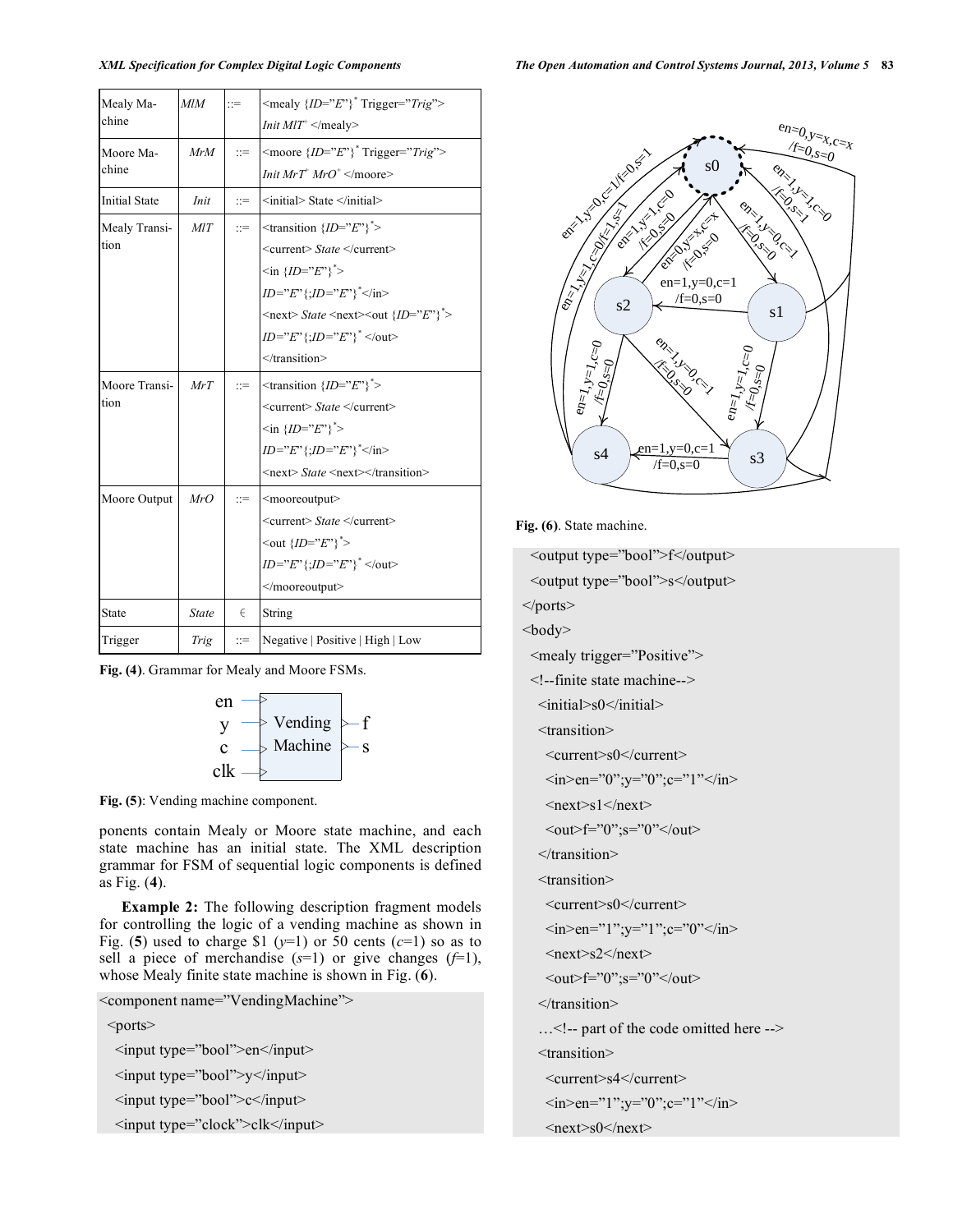| Mealy Machine | *MlM* | ::= | <mealy {*ID*="*E*"}* Trigger="*Trig*"> *Init MlT*+ </mealy> |
|---|---|---|---|
| Moore Machine | *MrM* | ::= | <moore {*ID*="*E*"}* Trigger="*Trig*"> *Init MrT*+ *MrO*+ </moore> |
| Initial State | *Init* | ::= | <initial> State </initial> |
| Mealy Transition | *MlT* | ::= | <transition {*ID*="*E*"}*> <current> *State* </current> <in {*ID*="*E*"}*> *ID*="*E*"{;*ID*="*E*"}*</in> <next> *State* <next><out {*ID*="*E*"}*> *ID*="*E*"{;*ID*="*E*"}* </out> </transition> |
| Moore Transition | *MrT* | ::= | <transition {*ID*="*E*"}*> <current> *State* </current> <in {*ID*="*E*"}*> *ID*="*E*"{;*ID*="*E*"}*</in> <next> *State* <next></transition> |
| Moore Output | *MrO* | ::= | <mooreoutput> <current> *State* </current> <out {*ID*="*E*"}*> *ID*="*E*"{;*ID*="*E*"}* </out> </mooreoutput> |
| State | *State* | ∈ | String |
| Trigger | *Trig* | ::= | Negative \| Positive \| High \| Low |

**Fig. (4)**. Grammar for Mealy and Moore FSMs.

**Fig. (5)**: Vending machine component.

ponents contain Mealy or Moore state machine, and each state machine has an initial state. The XML description grammar for FSM of sequential logic components is defined as Fig. (**4**).

**Example 2:** The following description fragment models for controlling the logic of a vending machine as shown in Fig. (**5**) used to charge $1 ($y$=1) or 50 cents ($c$=1) so as to sell a piece of merchandise ($s$=1) or give changes ($f$=1), whose Mealy finite state machine is shown in Fig. (**6**).

```
<component name="VendingMachine">
  <ports>
    <input type="bool">en</input>
    <input type="bool">y</input>
    <input type="bool">c</input>
    <input type="clock">clk</input>
```

**Fig. (6)**. State machine.

```
    <output type="bool">f</output>
    <output type="bool">s</output>
  </ports>
  <body>
    <mealy trigger="Positive">
    <!--finite state machine-->
      <initial>s0</initial>
      <transition>
        <current>s0</current>
        <in>en="0";y="0";c="1"</in>
        <next>s1</next>
        <out>f="0";s="0"</out>
      </transition>
      <transition>
        <current>s0</current>
        <in>en="1";y="1";c="0"</in>
        <next>s2</next>
        <out>f="0";s="0"</out>
      </transition>
      …<!-- part of the code omitted here -->
      <transition>
        <current>s4</current>
        <in>en="1";y="0";c="1"</in>
        <next>s0</next>
```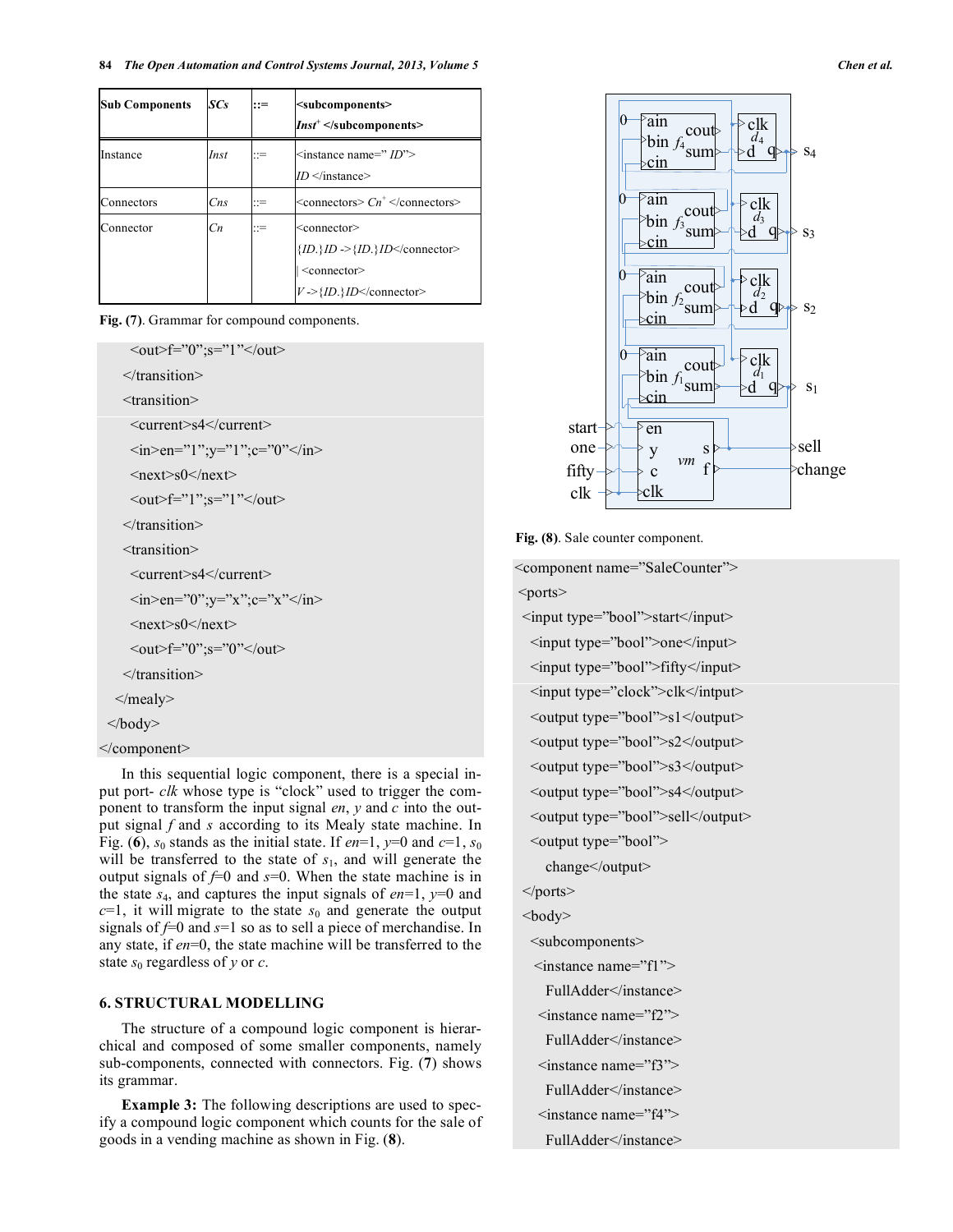| Sub Components | *SCs* | ::= | <subcomponents> *Inst*$^+$ </subcomponents> |
|---|---|---|---|
| Instance | *Inst* | ::= | <instance name=" *ID*"> *ID* </instance> |
| Connectors | *Cns* | ::= | <connectors> *Cn*$^+$ </connectors> |
| Connector | *Cn* | ::= | <connector> {*ID*.}*ID* ->{*ID*.}*ID*</connector> \| <connector> *V* ->{*ID*.}*ID*</connector> |

**Fig. (7)**. Grammar for compound components.

```
      <out>f="0";s="1"</out>
    </transition>
    <transition>
      <current>s4</current>
      <in>en="1";y="1";c="0"</in>
      <next>s0</next>
      <out>f="1";s="1"</out>
    </transition>
    <transition>
      <current>s4</current>
      <in>en="0";y="x";c="x"</in>
      <next>s0</next>
      <out>f="0";s="0"</out>
    </transition>
  </mealy>
 </body>
</component>
```

In this sequential logic component, there is a special input port- *clk* whose type is "clock" used to trigger the component to transform the input signal *en*, *y* and *c* into the output signal *f* and *s* according to its Mealy state machine. In Fig. (**6**), $s_0$ stands as the initial state. If *en*=1, *y*=0 and *c*=1, $s_0$ will be transferred to the state of $s_1$, and will generate the output signals of *f*=0 and *s*=0. When the state machine is in the state $s_4$, and captures the input signals of *en*=1, *y*=0 and *c*=1, it will migrate to the state $s_0$ and generate the output signals of *f*=0 and *s*=1 so as to sell a piece of merchandise. In any state, if *en*=0, the state machine will be transferred to the state $s_0$ regardless of *y* or *c*.

## 6. STRUCTURAL MODELLING

The structure of a compound logic component is hierarchical and composed of some smaller components, namely sub-components, connected with connectors. Fig. (**7**) shows its grammar.

**Example 3:** The following descriptions are used to specify a compound logic component which counts for the sale of goods in a vending machine as shown in Fig. (**8**).

**Fig. (8)**. Sale counter component.

```
<component name="SaleCounter">
 <ports>
  <input type="bool">start</input>
   <input type="bool">one</input>
   <input type="bool">fifty</input>
   <input type="clock">clk</intput>
   <output type="bool">s1</output>
   <output type="bool">s2</output>
   <output type="bool">s3</output>
   <output type="bool">s4</output>
   <output type="bool">sell</output>
   <output type="bool">
     change</output>
 </ports>
 <body>
   <subcomponents>
    <instance name="f1">
      FullAdder</instance>
     <instance name="f2">
      FullAdder</instance>
     <instance name="f3">
      FullAdder</instance>
     <instance name="f4">
      FullAdder</instance>
```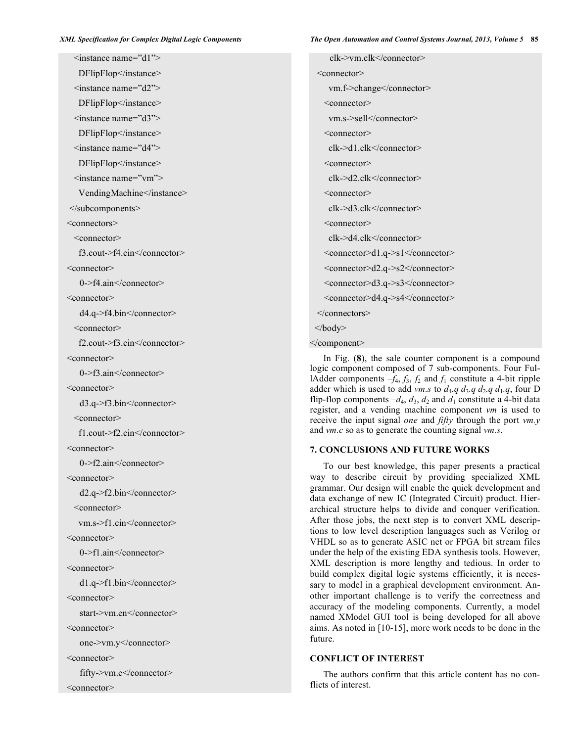```
  <instance name="d1">
    DFlipFlop</instance>
  <instance name="d2">
    DFlipFlop</instance>
  <instance name="d3">
    DFlipFlop</instance>
  <instance name="d4">
    DFlipFlop</instance>
  <instance name="vm">
    VendingMachine</instance>
 </subcomponents>
<connectors>
  <connector>
    f3.cout->f4.cin</connector>
<connector>
    0->f4.ain</connector>
<connector>
    d4.q->f4.bin</connector>
  <connector>
    f2.cout->f3.cin</connector>
<connector>
    0->f3.ain</connector>
<connector>
    d3.q->f3.bin</connector>
  <connector>
    f1.cout->f2.cin</connector>
<connector>
    0->f2.ain</connector>
<connector>
    d2.q->f2.bin</connector>
  <connector>
    vm.s->f1.cin</connector>
<connector>
    0->f1.ain</connector>
<connector>
    d1.q->f1.bin</connector>
<connector>
    start->vm.en</connector>
<connector>
    one->vm.y</connector>
<connector>
    fifty->vm.c</connector>
<connector>
    clk->vm.clk</connector>
  <connector>
    vm.f->change</connector>
  <connector>
    vm.s->sell</connector>
  <connector>
    clk->d1.clk</connector>
  <connector>
    clk->d2.clk</connector>
  <connector>
    clk->d3.clk</connector>
  <connector>
    clk->d4.clk</connector>
  <connector>d1.q->s1</connector>
  <connector>d2.q->s2</connector>
  <connector>d3.q->s3</connector>
  <connector>d4.q->s4</connector>
 </connectors>
 </body>
</component>
```

In Fig. (**8**), the sale counter component is a compound logic component composed of 7 sub-components. Four FullAdder components $-f_4$, $f_3$, $f_2$ and $f_1$ constitute a 4-bit ripple adder which is used to add *vm.s* to $d_4.q$ $d_3.q$ $d_2.q$ $d_1.q$, four D flip-flop components $-d_4$, $d_3$, $d_2$ and $d_1$ constitute a 4-bit data register, and a vending machine component *vm* is used to receive the input signal *one* and *fifty* through the port *vm.y* and *vm.c* so as to generate the counting signal *vm.s*.

## 7. CONCLUSIONS AND FUTURE WORKS

To our best knowledge, this paper presents a practical way to describe circuit by providing specialized XML grammar. Our design will enable the quick development and data exchange of new IC (Integrated Circuit) product. Hierarchical structure helps to divide and conquer verification. After those jobs, the next step is to convert XML descriptions to low level description languages such as Verilog or VHDL so as to generate ASIC net or FPGA bit stream files under the help of the existing EDA synthesis tools. However, XML description is more lengthy and tedious. In order to build complex digital logic systems efficiently, it is necessary to model in a graphical development environment. Another important challenge is to verify the correctness and accuracy of the modeling components. Currently, a model named XModel GUI tool is being developed for all above aims. As noted in [10-15], more work needs to be done in the future.

## CONFLICT OF INTEREST

The authors confirm that this article content has no conflicts of interest.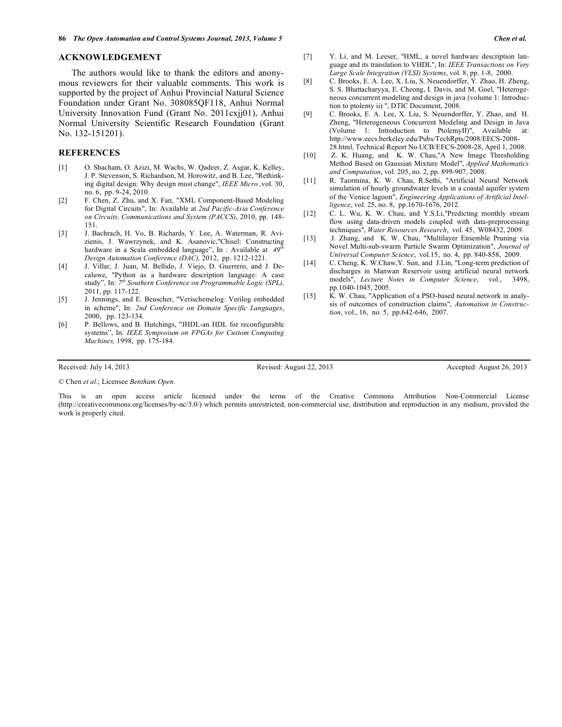## ACKNOWLEDGEMENT

The authors would like to thank the editors and anonymous reviewers for their valuable comments. This work is supported by the project of Anhui Provincial Natural Science Foundation under Grant No. 308085QF118, Anhui Normal University Innovation Fund (Grant No. 2011cxjj01), Anhui Normal University Scientific Research Foundation (Grant No. 132-151201).

## REFERENCES

[1] O. Shacham, O. Azizi, M. Wachs, W. Qadeer, Z. Asgar, K. Kelley, J. P. Stevenson, S. Richardson, M. Horowitz, and B. Lee, "Rethinking digital design: Why design must change", *IEEE Micro* ,vol. 30, no. 6, pp. 9-24, 2010.

[2] F. Chen, Z. Zhu, and X. Fan, "XML Component-Based Modeling for Digital Circuits", In: Available at *2nd Pacific-Asia Conference on Circuits, Communications and System (PACCS)*, 2010, pp. 148-151.

[3] J. Bachrach, H. Vo, B. Richards, Y. Lee, A. Waterman, R. Avizienis, J. Wawrzynek, and K. Asanovic,"Chisel: Constructing hardware in a Scala embedded language", In : Available at *49th Design Automation Conference (DAC),* 2012, pp. 1212-1221.

[4] J. Villar, J. Juan, M. Bellido, J. Viejo, D. Guerrero, and J. Decaluwe, "Python as a hardware description language: A case study", In: *7th Southern Conference on Programmable Logic (SPL),* 2011, pp. 117-122.

[5] J. Jennings, and E. Beuscher, "Verischemelog: Verilog embedded in scheme", In: *2nd Conference on Domain Specific Languages*, 2000, pp. 123-134.

[6] P. Bellows, and B. Hutchings, "JHDL-an HDL for reconfigurable systems", In: *IEEE Symposium on FPGAs for Custom Computing Machines,* 1998, pp. 175-184.

[7] Y. Li, and M. Leeser, "HML, a novel hardware description language and its translation to VHDL", In: *IEEE Transactions on Very Large Scale Integration (VLSI) Systems*, vol. 8, pp. 1-8, 2000.

[8] C. Brooks, E. A. Lee, X. Liu, S. Neuendorffer, Y. Zhao, H. Zheng, S. S. Bhattacharyya, E. Cheong, I. Davis, and M. Goel, "Heterogeneous concurrent modeling and design in java (volume 1: Introduction to ptolemy ii) ", DTIC Document, 2008.

[9] C. Brooks, E. A. Lee, X. Liu, S. Neuendorffer, Y. Zhao, and H. Zheng, "Heterogeneous Concurrent Modeling and Design in Java (Volume 1: Introduction to PtolemyII)", Available at: http://www.eecs.berkeley.edu/Pubs/TechRpts/2008/EECS-2008-28.html, Technical Report No.UCB/EECS-2008-28, April 1, 2008.

[10] Z. K. Huang, and K. W. Chau,"A New Image Thresholding Method Based on Gaussian Mixture Model", *Applied Mathematics and Computation*, vol. 205, no. 2, pp. 899-907, 2008.

[11] R. Taormina, K. W. Chau, R.Sethi, "Artificial Neural Network simulation of hourly groundwater levels in a coastal aquifer system of the Venice lagoon", *Engineering Applications of Artificial Intelligence*, vol. 25, no. 8, pp.1670-1676, 2012.

[12] C. L. Wu, K. W. Chau, and Y.S.Li,"Predicting monthly stream flow using data-driven models coupled with data-preprocessing techniques", *Water Resources Research*, vol. 45, W08432, 2009.

[13] J. Zhang, and K. W. Chau, "Multilayer Ensemble Pruning via Novel Multi-sub-swarm Particle Swarm Optimization", *Journal of Universal Computer Science*, vol.15, no. 4, pp. 840-858, 2009.

[14] C. Cheng, K. W.Chaw,Y. Sun, and J.Lin, "Long-term prediction of discharges in Manwan Reservoir using artificial neural network models", *Lecture Notes in Computer Science*, vol., 3498, pp.1040-1045, 2005.

[15] K. W. Chau, "Application of a PSO-based neural network in analysis of outcomes of construction claims", *Automation in Construction*, vol., 16, no. 5, pp.642-646, 2007.

Received: July 14, 2013 Revised: August 22, 2013 Accepted: August 26, 2013

© Chen *et al*.; Licensee *Bentham Open.*

This is an open access article licensed under the terms of the Creative Commons Attribution Non-Commercial License (http://creativecommons.org/licenses/by-nc/3.0/) which permits unrestricted, non-commercial use, distribution and reproduction in any medium, provided the work is properly cited.